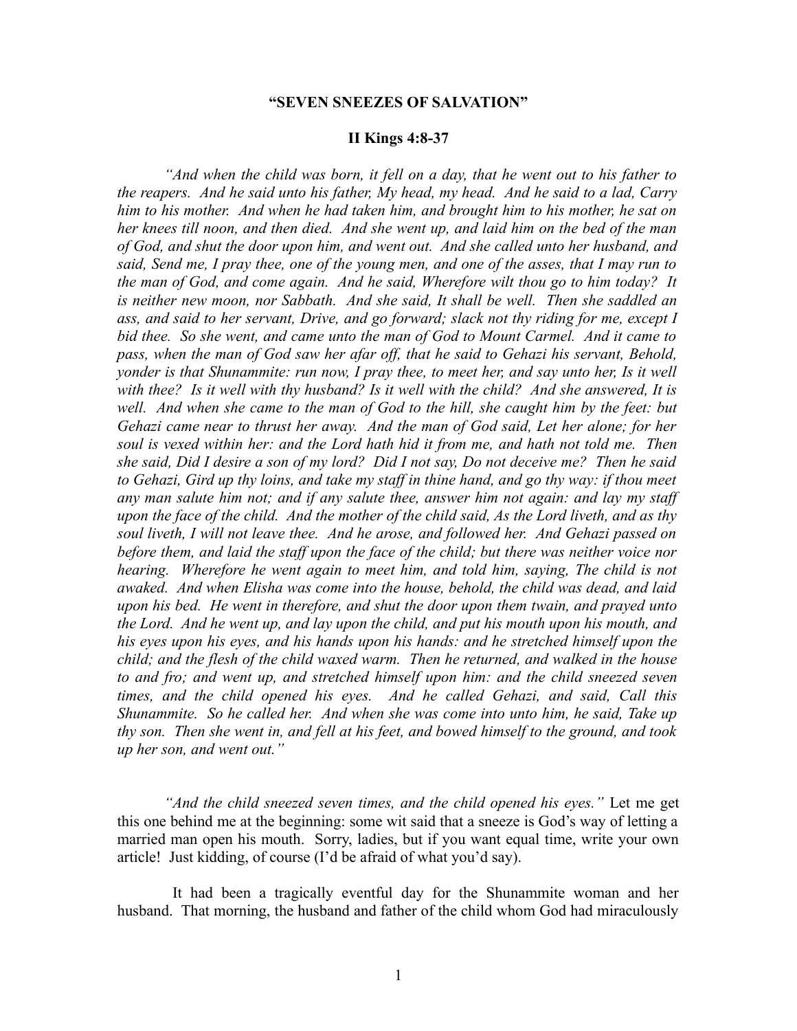**"SEVEN SNEEZES OF SALVATION"**

**II Kings 4:8-37**

*"And when the child was born, it fell on a day, that he went out to his father to the reapers. And he said unto his father, My head, my head. And he said to a lad, Carry him to his mother. And when he had taken him, and brought him to his mother, he sat on her knees till noon, and then died. And she went up, and laid him on the bed of the man of God, and shut the door upon him, and went out. And she called unto her husband, and said, Send me, I pray thee, one of the young men, and one of the asses, that I may run to the man of God, and come again. And he said, Wherefore wilt thou go to him today? It is neither new moon, nor Sabbath. And she said, It shall be well. Then she saddled an ass, and said to her servant, Drive, and go forward; slack not thy riding for me, except I bid thee. So she went, and came unto the man of God to Mount Carmel. And it came to pass, when the man of God saw her afar off, that he said to Gehazi his servant, Behold, yonder is that Shunammite: run now, I pray thee, to meet her, and say unto her, Is it well with thee? Is it well with thy husband? Is it well with the child? And she answered, It is well. And when she came to the man of God to the hill, she caught him by the feet: but Gehazi came near to thrust her away. And the man of God said, Let her alone; for her soul is vexed within her: and the Lord hath hid it from me, and hath not told me. Then she said, Did I desire a son of my lord? Did I not say, Do not deceive me? Then he said to Gehazi, Gird up thy loins, and take my staff in thine hand, and go thy way: if thou meet any man salute him not; and if any salute thee, answer him not again: and lay my staff upon the face of the child. And the mother of the child said, As the Lord liveth, and as thy soul liveth, I will not leave thee. And he arose, and followed her. And Gehazi passed on before them, and laid the staff upon the face of the child; but there was neither voice nor hearing. Wherefore he went again to meet him, and told him, saying, The child is not awaked. And when Elisha was come into the house, behold, the child was dead, and laid upon his bed. He went in therefore, and shut the door upon them twain, and prayed unto the Lord. And he went up, and lay upon the child, and put his mouth upon his mouth, and his eyes upon his eyes, and his hands upon his hands: and he stretched himself upon the child; and the flesh of the child waxed warm. Then he returned, and walked in the house to and fro; and went up, and stretched himself upon him: and the child sneezed seven times, and the child opened his eyes. And he called Gehazi, and said, Call this Shunammite. So he called her. And when she was come into unto him, he said, Take up thy son. Then she went in, and fell at his feet, and bowed himself to the ground, and took up her son, and went out."*

*"And the child sneezed seven times, and the child opened his eyes."* Let me get this one behind me at the beginning: some wit said that a sneeze is God's way of letting a married man open his mouth. Sorry, ladies, but if you want equal time, write your own article! Just kidding, of course (I'd be afraid of what you'd say).

It had been a tragically eventful day for the Shunammite woman and her husband. That morning, the husband and father of the child whom God had miraculously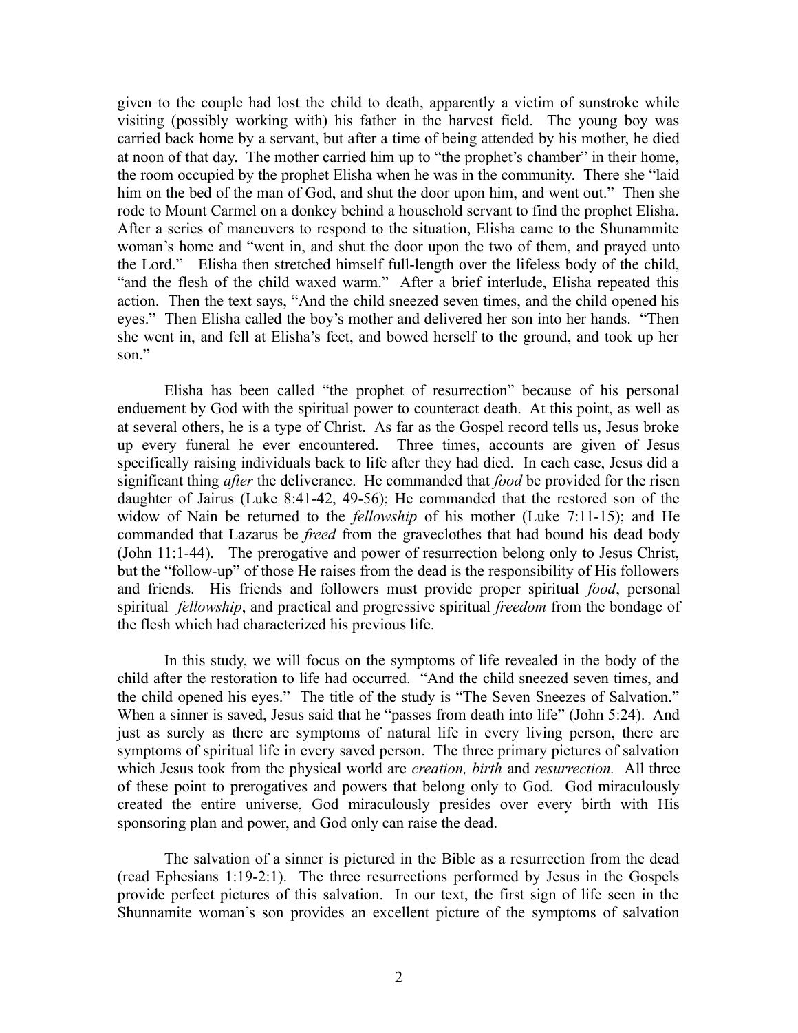given to the couple had lost the child to death, apparently a victim of sunstroke while visiting (possibly working with) his father in the harvest field. The young boy was carried back home by a servant, but after a time of being attended by his mother, he died at noon of that day. The mother carried him up to "the prophet's chamber" in their home, the room occupied by the prophet Elisha when he was in the community. There she "laid him on the bed of the man of God, and shut the door upon him, and went out." Then she rode to Mount Carmel on a donkey behind a household servant to find the prophet Elisha. After a series of maneuvers to respond to the situation, Elisha came to the Shunammite woman's home and "went in, and shut the door upon the two of them, and prayed unto the Lord." Elisha then stretched himself full-length over the lifeless body of the child, "and the flesh of the child waxed warm." After a brief interlude, Elisha repeated this action. Then the text says, "And the child sneezed seven times, and the child opened his eyes." Then Elisha called the boy's mother and delivered her son into her hands. "Then she went in, and fell at Elisha's feet, and bowed herself to the ground, and took up her son."

Elisha has been called "the prophet of resurrection" because of his personal enduement by God with the spiritual power to counteract death. At this point, as well as at several others, he is a type of Christ. As far as the Gospel record tells us, Jesus broke up every funeral he ever encountered. Three times, accounts are given of Jesus specifically raising individuals back to life after they had died. In each case, Jesus did a significant thing *after* the deliverance. He commanded that *food* be provided for the risen daughter of Jairus (Luke 8:41-42, 49-56); He commanded that the restored son of the widow of Nain be returned to the *fellowship* of his mother (Luke 7:11-15); and He commanded that Lazarus be *freed* from the graveclothes that had bound his dead body (John 11:1-44). The prerogative and power of resurrection belong only to Jesus Christ, but the "follow-up" of those He raises from the dead is the responsibility of His followers and friends. His friends and followers must provide proper spiritual *food*, personal spiritual *fellowship*, and practical and progressive spiritual *freedom* from the bondage of the flesh which had characterized his previous life.

In this study, we will focus on the symptoms of life revealed in the body of the child after the restoration to life had occurred. "And the child sneezed seven times, and the child opened his eyes." The title of the study is "The Seven Sneezes of Salvation." When a sinner is saved, Jesus said that he "passes from death into life" (John 5:24). And just as surely as there are symptoms of natural life in every living person, there are symptoms of spiritual life in every saved person. The three primary pictures of salvation which Jesus took from the physical world are *creation, birth* and *resurrection.* All three of these point to prerogatives and powers that belong only to God. God miraculously created the entire universe, God miraculously presides over every birth with His sponsoring plan and power, and God only can raise the dead.

The salvation of a sinner is pictured in the Bible as a resurrection from the dead (read Ephesians 1:19-2:1). The three resurrections performed by Jesus in the Gospels provide perfect pictures of this salvation. In our text, the first sign of life seen in the Shunnamite woman's son provides an excellent picture of the symptoms of salvation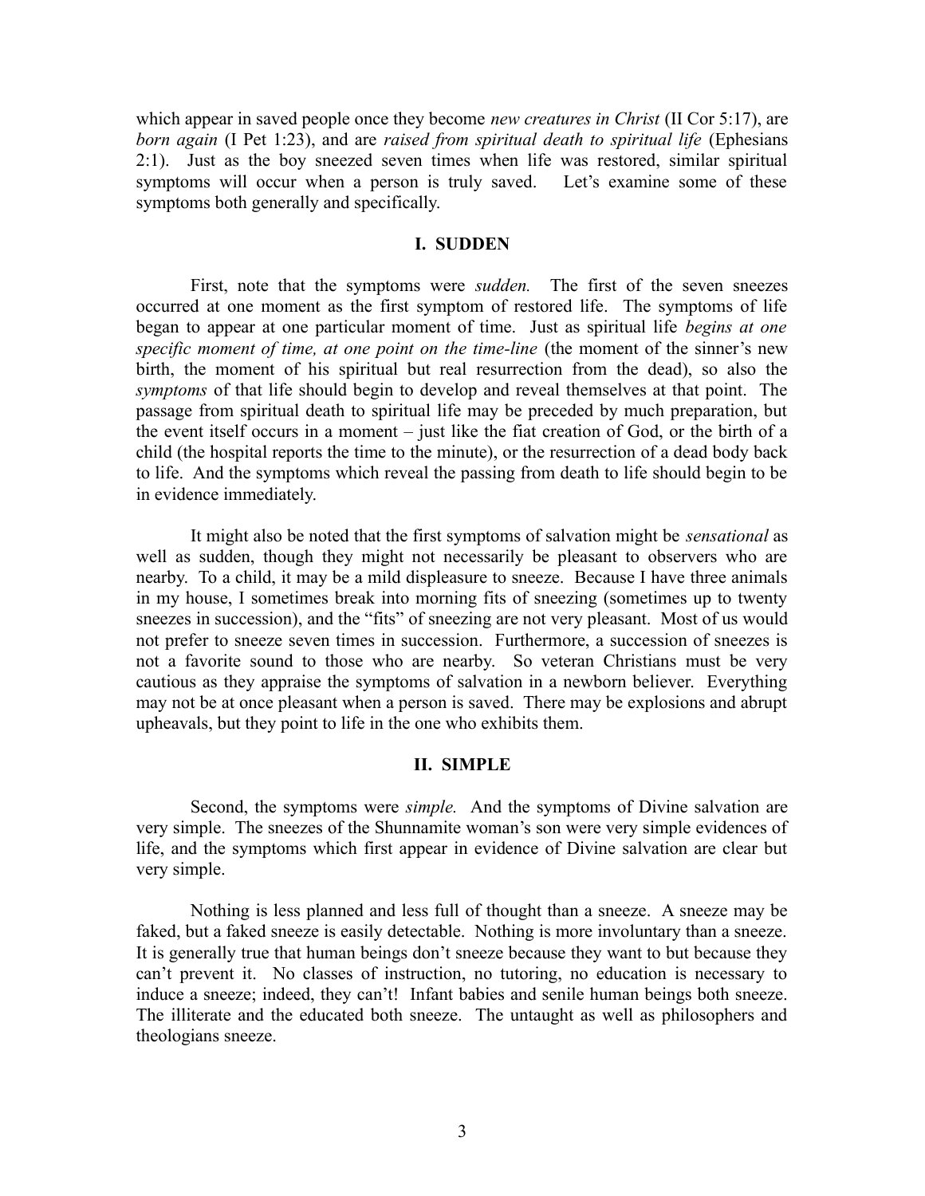which appear in saved people once they become *new creatures in Christ* (II Cor 5:17), are *born again* (I Pet 1:23), and are *raised from spiritual death to spiritual life* (Ephesians 2:1). Just as the boy sneezed seven times when life was restored, similar spiritual symptoms will occur when a person is truly saved. Let's examine some of these symptoms both generally and specifically.

## I. SUDDEN

First, note that the symptoms were *sudden.* The first of the seven sneezes occurred at one moment as the first symptom of restored life. The symptoms of life began to appear at one particular moment of time. Just as spiritual life *begins at one specific moment of time, at one point on the time-line* (the moment of the sinner's new birth, the moment of his spiritual but real resurrection from the dead), so also the *symptoms* of that life should begin to develop and reveal themselves at that point. The passage from spiritual death to spiritual life may be preceded by much preparation, but the event itself occurs in a moment – just like the fiat creation of God, or the birth of a child (the hospital reports the time to the minute), or the resurrection of a dead body back to life. And the symptoms which reveal the passing from death to life should begin to be in evidence immediately.

It might also be noted that the first symptoms of salvation might be *sensational* as well as sudden, though they might not necessarily be pleasant to observers who are nearby. To a child, it may be a mild displeasure to sneeze. Because I have three animals in my house, I sometimes break into morning fits of sneezing (sometimes up to twenty sneezes in succession), and the "fits" of sneezing are not very pleasant. Most of us would not prefer to sneeze seven times in succession. Furthermore, a succession of sneezes is not a favorite sound to those who are nearby. So veteran Christians must be very cautious as they appraise the symptoms of salvation in a newborn believer. Everything may not be at once pleasant when a person is saved. There may be explosions and abrupt upheavals, but they point to life in the one who exhibits them.

## II. SIMPLE

Second, the symptoms were *simple.* And the symptoms of Divine salvation are very simple. The sneezes of the Shunnamite woman's son were very simple evidences of life, and the symptoms which first appear in evidence of Divine salvation are clear but very simple.

Nothing is less planned and less full of thought than a sneeze. A sneeze may be faked, but a faked sneeze is easily detectable. Nothing is more involuntary than a sneeze. It is generally true that human beings don't sneeze because they want to but because they can't prevent it. No classes of instruction, no tutoring, no education is necessary to induce a sneeze; indeed, they can't! Infant babies and senile human beings both sneeze. The illiterate and the educated both sneeze. The untaught as well as philosophers and theologians sneeze.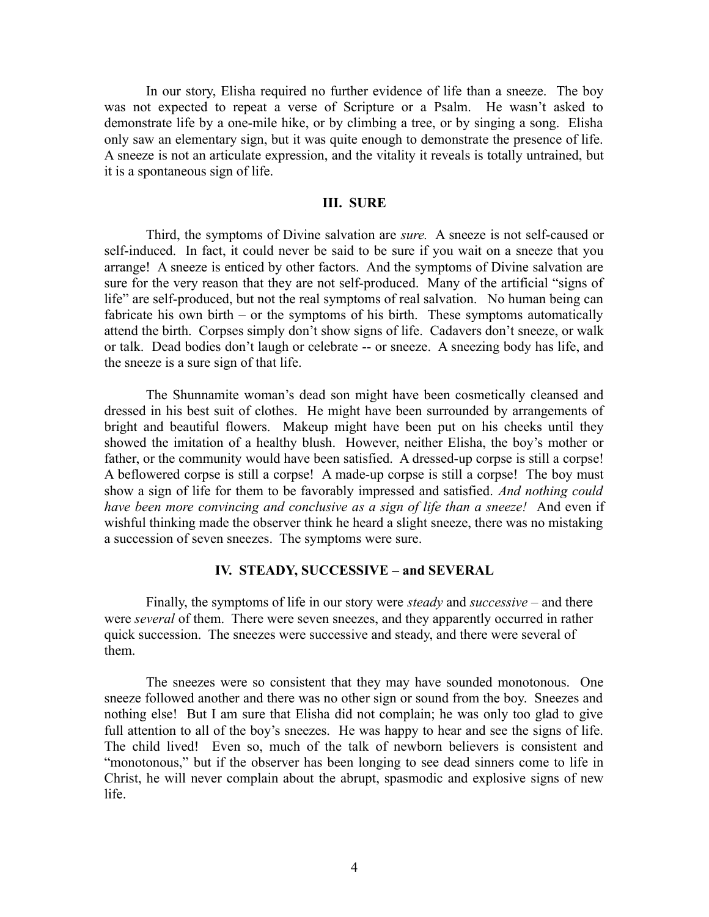In our story, Elisha required no further evidence of life than a sneeze. The boy was not expected to repeat a verse of Scripture or a Psalm. He wasn't asked to demonstrate life by a one-mile hike, or by climbing a tree, or by singing a song. Elisha only saw an elementary sign, but it was quite enough to demonstrate the presence of life. A sneeze is not an articulate expression, and the vitality it reveals is totally untrained, but it is a spontaneous sign of life.

## III. SURE

Third, the symptoms of Divine salvation are *sure.* A sneeze is not self-caused or self-induced. In fact, it could never be said to be sure if you wait on a sneeze that you arrange! A sneeze is enticed by other factors. And the symptoms of Divine salvation are sure for the very reason that they are not self-produced. Many of the artificial "signs of life" are self-produced, but not the real symptoms of real salvation. No human being can fabricate his own birth – or the symptoms of his birth. These symptoms automatically attend the birth. Corpses simply don't show signs of life. Cadavers don't sneeze, or walk or talk. Dead bodies don't laugh or celebrate -- or sneeze. A sneezing body has life, and the sneeze is a sure sign of that life.

The Shunnamite woman's dead son might have been cosmetically cleansed and dressed in his best suit of clothes. He might have been surrounded by arrangements of bright and beautiful flowers. Makeup might have been put on his cheeks until they showed the imitation of a healthy blush. However, neither Elisha, the boy's mother or father, or the community would have been satisfied. A dressed-up corpse is still a corpse! A beflowered corpse is still a corpse! A made-up corpse is still a corpse! The boy must show a sign of life for them to be favorably impressed and satisfied. *And nothing could have been more convincing and conclusive as a sign of life than a sneeze!* And even if wishful thinking made the observer think he heard a slight sneeze, there was no mistaking a succession of seven sneezes. The symptoms were sure.

## IV. STEADY, SUCCESSIVE – and SEVERAL

Finally, the symptoms of life in our story were *steady* and *successive* – and there were *several* of them. There were seven sneezes, and they apparently occurred in rather quick succession. The sneezes were successive and steady, and there were several of them.

The sneezes were so consistent that they may have sounded monotonous. One sneeze followed another and there was no other sign or sound from the boy. Sneezes and nothing else! But I am sure that Elisha did not complain; he was only too glad to give full attention to all of the boy's sneezes. He was happy to hear and see the signs of life. The child lived! Even so, much of the talk of newborn believers is consistent and "monotonous," but if the observer has been longing to see dead sinners come to life in Christ, he will never complain about the abrupt, spasmodic and explosive signs of new life.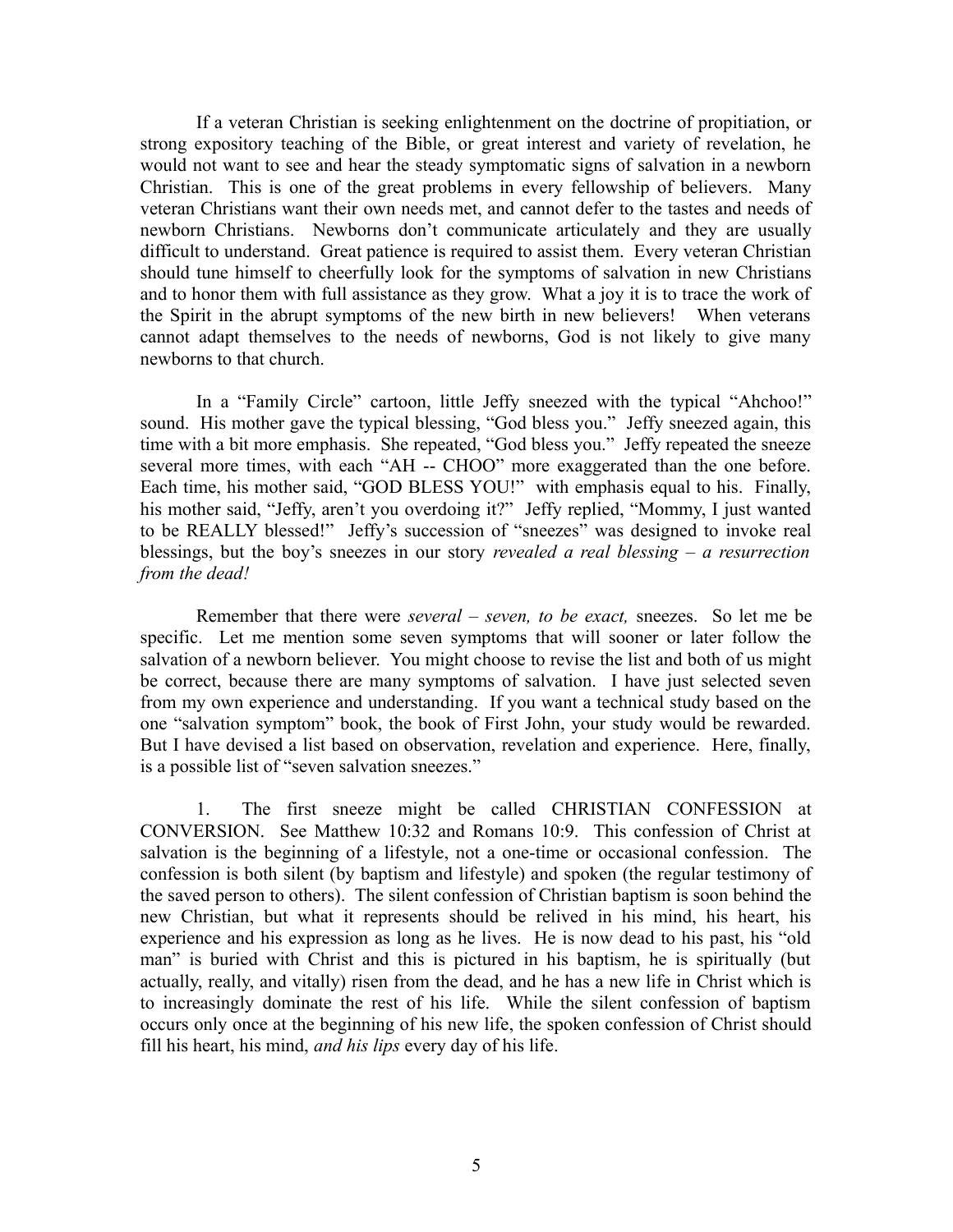If a veteran Christian is seeking enlightenment on the doctrine of propitiation, or strong expository teaching of the Bible, or great interest and variety of revelation, he would not want to see and hear the steady symptomatic signs of salvation in a newborn Christian. This is one of the great problems in every fellowship of believers. Many veteran Christians want their own needs met, and cannot defer to the tastes and needs of newborn Christians. Newborns don't communicate articulately and they are usually difficult to understand. Great patience is required to assist them. Every veteran Christian should tune himself to cheerfully look for the symptoms of salvation in new Christians and to honor them with full assistance as they grow. What a joy it is to trace the work of the Spirit in the abrupt symptoms of the new birth in new believers! When veterans cannot adapt themselves to the needs of newborns, God is not likely to give many newborns to that church.

In a "Family Circle" cartoon, little Jeffy sneezed with the typical "Ahchoo!" sound. His mother gave the typical blessing, "God bless you." Jeffy sneezed again, this time with a bit more emphasis. She repeated, "God bless you." Jeffy repeated the sneeze several more times, with each "AH -- CHOO" more exaggerated than the one before. Each time, his mother said, "GOD BLESS YOU!" with emphasis equal to his. Finally, his mother said, "Jeffy, aren't you overdoing it?" Jeffy replied, "Mommy, I just wanted to be REALLY blessed!" Jeffy's succession of "sneezes" was designed to invoke real blessings, but the boy's sneezes in our story *revealed a real blessing – a resurrection from the dead!*

Remember that there were *several – seven, to be exact,* sneezes. So let me be specific. Let me mention some seven symptoms that will sooner or later follow the salvation of a newborn believer. You might choose to revise the list and both of us might be correct, because there are many symptoms of salvation. I have just selected seven from my own experience and understanding. If you want a technical study based on the one "salvation symptom" book, the book of First John, your study would be rewarded. But I have devised a list based on observation, revelation and experience. Here, finally, is a possible list of "seven salvation sneezes."

1. The first sneeze might be called CHRISTIAN CONFESSION at CONVERSION. See Matthew 10:32 and Romans 10:9. This confession of Christ at salvation is the beginning of a lifestyle, not a one-time or occasional confession. The confession is both silent (by baptism and lifestyle) and spoken (the regular testimony of the saved person to others). The silent confession of Christian baptism is soon behind the new Christian, but what it represents should be relived in his mind, his heart, his experience and his expression as long as he lives. He is now dead to his past, his "old man" is buried with Christ and this is pictured in his baptism, he is spiritually (but actually, really, and vitally) risen from the dead, and he has a new life in Christ which is to increasingly dominate the rest of his life. While the silent confession of baptism occurs only once at the beginning of his new life, the spoken confession of Christ should fill his heart, his mind, *and his lips* every day of his life.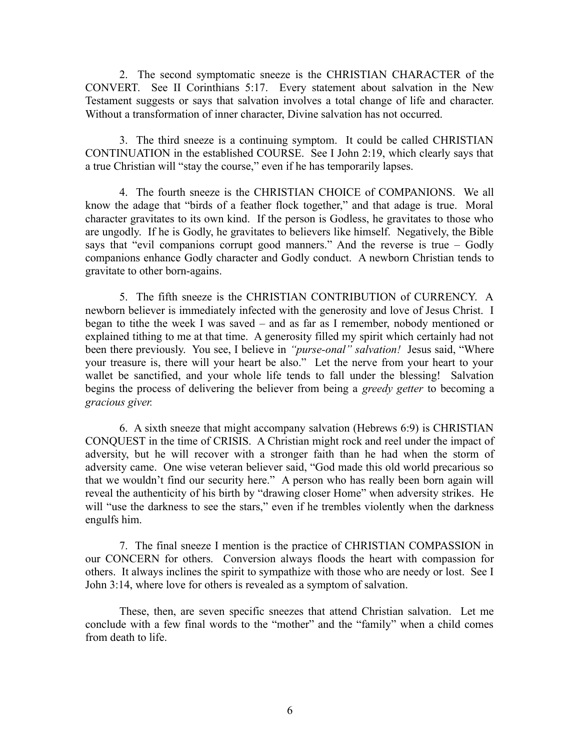2. The second symptomatic sneeze is the CHRISTIAN CHARACTER of the CONVERT. See II Corinthians 5:17. Every statement about salvation in the New Testament suggests or says that salvation involves a total change of life and character. Without a transformation of inner character, Divine salvation has not occurred.

3. The third sneeze is a continuing symptom. It could be called CHRISTIAN CONTINUATION in the established COURSE. See I John 2:19, which clearly says that a true Christian will "stay the course," even if he has temporarily lapses.

4. The fourth sneeze is the CHRISTIAN CHOICE of COMPANIONS. We all know the adage that "birds of a feather flock together," and that adage is true. Moral character gravitates to its own kind. If the person is Godless, he gravitates to those who are ungodly. If he is Godly, he gravitates to believers like himself. Negatively, the Bible says that "evil companions corrupt good manners." And the reverse is true – Godly companions enhance Godly character and Godly conduct. A newborn Christian tends to gravitate to other born-agains.

5. The fifth sneeze is the CHRISTIAN CONTRIBUTION of CURRENCY. A newborn believer is immediately infected with the generosity and love of Jesus Christ. I began to tithe the week I was saved – and as far as I remember, nobody mentioned or explained tithing to me at that time. A generosity filled my spirit which certainly had not been there previously. You see, I believe in *"purse-onal" salvation!* Jesus said, "Where your treasure is, there will your heart be also." Let the nerve from your heart to your wallet be sanctified, and your whole life tends to fall under the blessing! Salvation begins the process of delivering the believer from being a *greedy getter* to becoming a *gracious giver.*

6. A sixth sneeze that might accompany salvation (Hebrews 6:9) is CHRISTIAN CONQUEST in the time of CRISIS. A Christian might rock and reel under the impact of adversity, but he will recover with a stronger faith than he had when the storm of adversity came. One wise veteran believer said, "God made this old world precarious so that we wouldn't find our security here." A person who has really been born again will reveal the authenticity of his birth by "drawing closer Home" when adversity strikes. He will "use the darkness to see the stars," even if he trembles violently when the darkness engulfs him.

7. The final sneeze I mention is the practice of CHRISTIAN COMPASSION in our CONCERN for others. Conversion always floods the heart with compassion for others. It always inclines the spirit to sympathize with those who are needy or lost. See I John 3:14, where love for others is revealed as a symptom of salvation.

These, then, are seven specific sneezes that attend Christian salvation. Let me conclude with a few final words to the "mother" and the "family" when a child comes from death to life.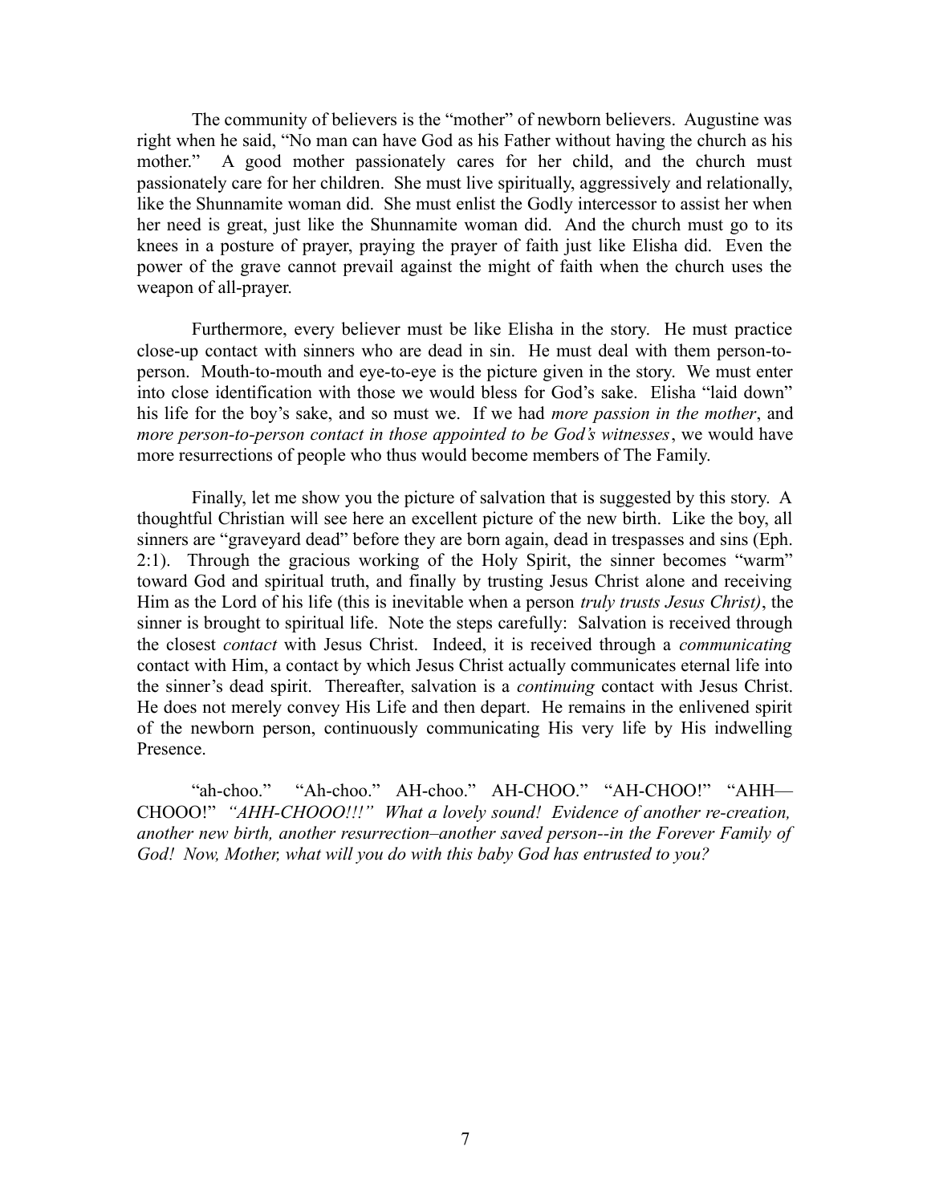The community of believers is the "mother" of newborn believers. Augustine was right when he said, "No man can have God as his Father without having the church as his mother." A good mother passionately cares for her child, and the church must passionately care for her children. She must live spiritually, aggressively and relationally, like the Shunnamite woman did. She must enlist the Godly intercessor to assist her when her need is great, just like the Shunnamite woman did. And the church must go to its knees in a posture of prayer, praying the prayer of faith just like Elisha did. Even the power of the grave cannot prevail against the might of faith when the church uses the weapon of all-prayer.

Furthermore, every believer must be like Elisha in the story. He must practice close-up contact with sinners who are dead in sin. He must deal with them person-to-person. Mouth-to-mouth and eye-to-eye is the picture given in the story. We must enter into close identification with those we would bless for God's sake. Elisha "laid down" his life for the boy's sake, and so must we. If we had *more passion in the mother*, and *more person-to-person contact in those appointed to be God's witnesses*, we would have more resurrections of people who thus would become members of The Family.

Finally, let me show you the picture of salvation that is suggested by this story. A thoughtful Christian will see here an excellent picture of the new birth. Like the boy, all sinners are "graveyard dead" before they are born again, dead in trespasses and sins (Eph. 2:1). Through the gracious working of the Holy Spirit, the sinner becomes "warm" toward God and spiritual truth, and finally by trusting Jesus Christ alone and receiving Him as the Lord of his life (this is inevitable when a person *truly trusts Jesus Christ)*, the sinner is brought to spiritual life. Note the steps carefully: Salvation is received through the closest *contact* with Jesus Christ. Indeed, it is received through a *communicating* contact with Him, a contact by which Jesus Christ actually communicates eternal life into the sinner's dead spirit. Thereafter, salvation is a *continuing* contact with Jesus Christ. He does not merely convey His Life and then depart. He remains in the enlivened spirit of the newborn person, continuously communicating His very life by His indwelling Presence.

"ah-choo." "Ah-choo." AH-choo." AH-CHOO." "AH-CHOO!" "AHH—CHOOO!" *"AHH-CHOOO!!!" What a lovely sound! Evidence of another re-creation, another new birth, another resurrection–another saved person--in the Forever Family of God! Now, Mother, what will you do with this baby God has entrusted to you?*